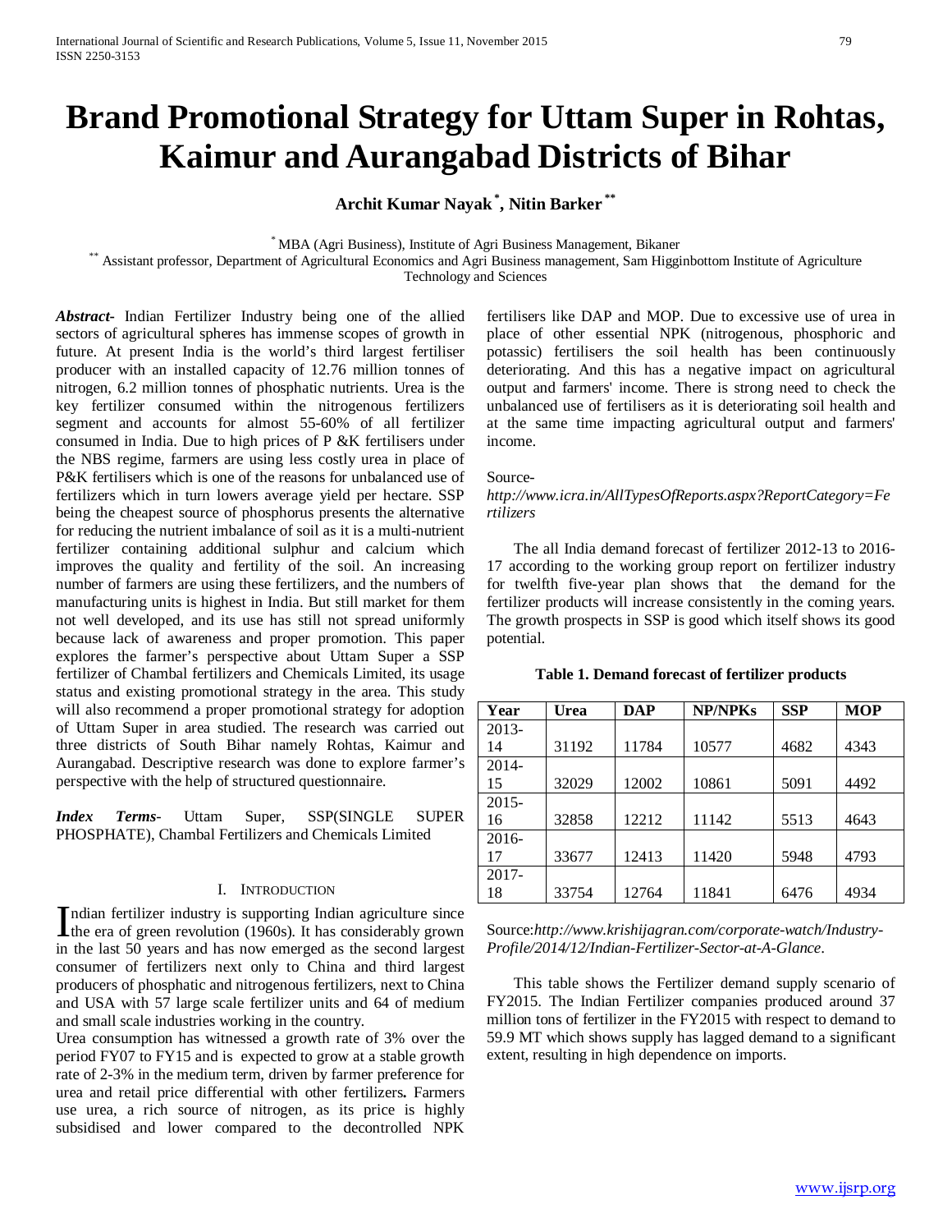# Brand Promotional Strategy for Uttam Super in Rohtas, Kaimur and Aurangabad Districts of Bihar

**Archit Kumar Nayak [*], Nitin Barker [**]**

[*] MBA (Agri Business), Institute of Agri Business Management, Bikaner
[**] Assistant professor, Department of Agricultural Economics and Agri Business management, Sam Higginbottom Institute of Agriculture Technology and Sciences

***Abstract-*** Indian Fertilizer Industry being one of the allied sectors of agricultural spheres has immense scopes of growth in future. At present India is the world's third largest fertiliser producer with an installed capacity of 12.76 million tonnes of nitrogen, 6.2 million tonnes of phosphatic nutrients. Urea is the key fertilizer consumed within the nitrogenous fertilizers segment and accounts for almost 55-60% of all fertilizer consumed in India. Due to high prices of P &K fertilisers under the NBS regime, farmers are using less costly urea in place of P&K fertilisers which is one of the reasons for unbalanced use of fertilizers which in turn lowers average yield per hectare. SSP being the cheapest source of phosphorus presents the alternative for reducing the nutrient imbalance of soil as it is a multi-nutrient fertilizer containing additional sulphur and calcium which improves the quality and fertility of the soil. An increasing number of farmers are using these fertilizers, and the numbers of manufacturing units is highest in India. But still market for them not well developed, and its use has still not spread uniformly because lack of awareness and proper promotion. This paper explores the farmer's perspective about Uttam Super a SSP fertilizer of Chambal fertilizers and Chemicals Limited, its usage status and existing promotional strategy in the area. This study will also recommend a proper promotional strategy for adoption of Uttam Super in area studied. The research was carried out three districts of South Bihar namely Rohtas, Kaimur and Aurangabad. Descriptive research was done to explore farmer's perspective with the help of structured questionnaire.

***Index Terms*-** Uttam Super, SSP(SINGLE SUPER PHOSPHATE), Chambal Fertilizers and Chemicals Limited

## I. Introduction

Indian fertilizer industry is supporting Indian agriculture since the era of green revolution (1960s). It has considerably grown in the last 50 years and has now emerged as the second largest consumer of fertilizers next only to China and third largest producers of phosphatic and nitrogenous fertilizers, next to China and USA with 57 large scale fertilizer units and 64 of medium and small scale industries working in the country.

Urea consumption has witnessed a growth rate of 3% over the period FY07 to FY15 and is expected to grow at a stable growth rate of 2-3% in the medium term, driven by farmer preference for urea and retail price differential with other fertilizers**.** Farmers use urea, a rich source of nitrogen, as its price is highly subsidised and lower compared to the decontrolled NPK fertilisers like DAP and MOP. Due to excessive use of urea in place of other essential NPK (nitrogenous, phosphoric and potassic) fertilisers the soil health has been continuously deteriorating. And this has a negative impact on agricultural output and farmers' income. There is strong need to check the unbalanced use of fertilisers as it is deteriorating soil health and at the same time impacting agricultural output and farmers' income.

Source-
*http://www.icra.in/AllTypesOfReports.aspx?ReportCategory=Fertilizers*

The all India demand forecast of fertilizer 2012-13 to 2016-17 according to the working group report on fertilizer industry for twelfth five-year plan shows that the demand for the fertilizer products will increase consistently in the coming years. The growth prospects in SSP is good which itself shows its good potential.

**Table 1. Demand forecast of fertilizer products**

| Year | Urea | DAP | NP/NPKs | SSP | MOP |
|---|---|---|---|---|---|
| 2013-14 | 31192 | 11784 | 10577 | 4682 | 4343 |
| 2014-15 | 32029 | 12002 | 10861 | 5091 | 4492 |
| 2015-16 | 32858 | 12212 | 11142 | 5513 | 4643 |
| 2016-17 | 33677 | 12413 | 11420 | 5948 | 4793 |
| 2017-18 | 33754 | 12764 | 11841 | 6476 | 4934 |

Source:*http://www.krishijagran.com/corporate-watch/Industry-Profile/2014/12/Indian-Fertilizer-Sector-at-A-Glance*.

This table shows the Fertilizer demand supply scenario of FY2015. The Indian Fertilizer companies produced around 37 million tons of fertilizer in the FY2015 with respect to demand to 59.9 MT which shows supply has lagged demand to a significant extent, resulting in high dependence on imports.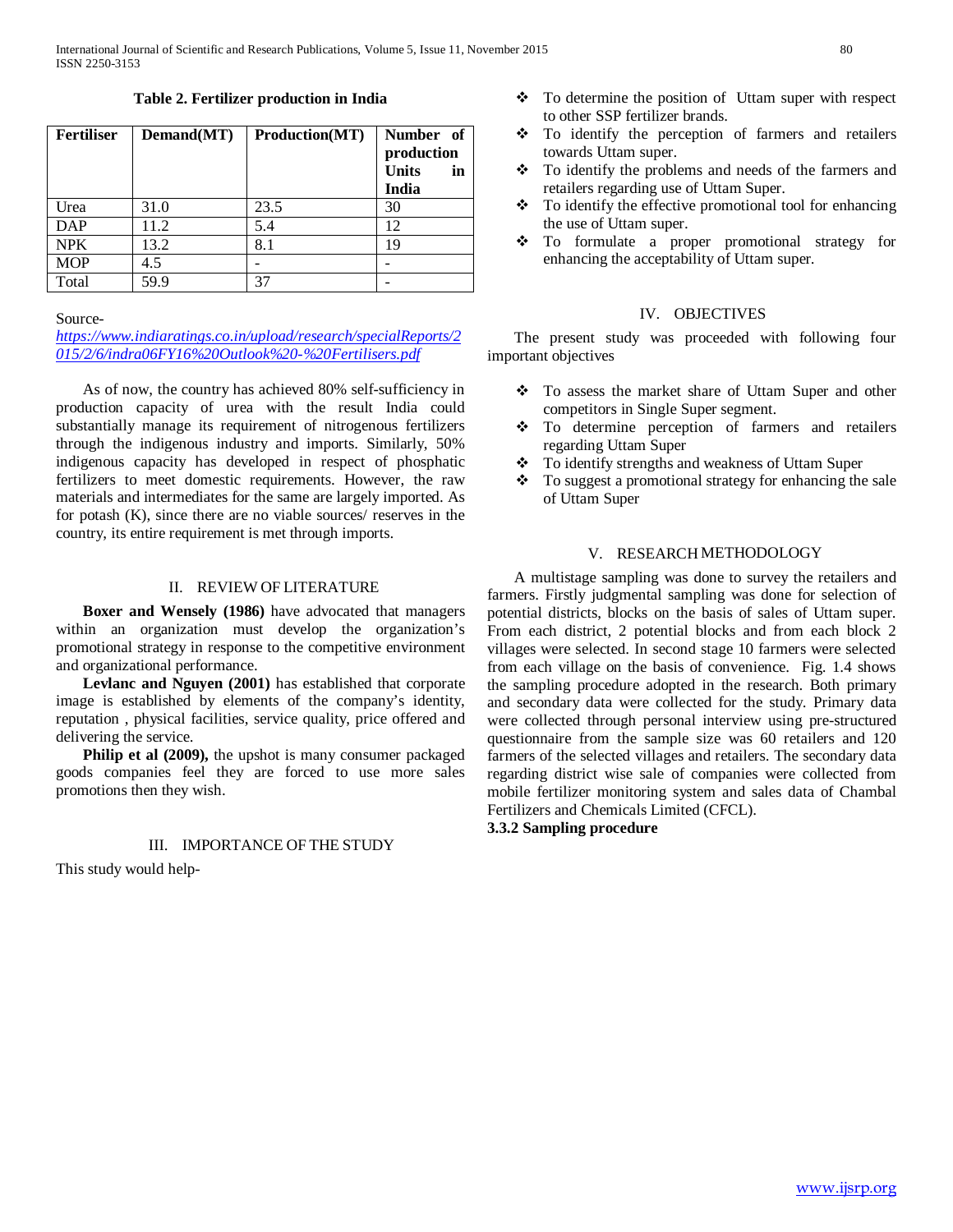**Table 2. Fertilizer production in India**

| Fertiliser | Demand(MT) | Production(MT) | Number of production Units in India |
|---|---|---|---|
| Urea | 31.0 | 23.5 | 30 |
| DAP | 11.2 | 5.4 | 12 |
| NPK | 13.2 | 8.1 | 19 |
| MOP | 4.5 | - | - |
| Total | 59.9 | 37 | - |

Source- [https://www.indiaratings.co.in/upload/research/specialReports/2015/2/6/indra06FY16%20Outlook%20-%20Fertilisers.pdf](https://www.indiaratings.co.in/upload/research/specialReports/2015/2/6/indra06FY16%20Outlook%20-%20Fertilisers.pdf)

As of now, the country has achieved 80% self-sufficiency in production capacity of urea with the result India could substantially manage its requirement of nitrogenous fertilizers through the indigenous industry and imports. Similarly, 50% indigenous capacity has developed in respect of phosphatic fertilizers to meet domestic requirements. However, the raw materials and intermediates for the same are largely imported. As for potash (K), since there are no viable sources/ reserves in the country, its entire requirement is met through imports.

## II. REVIEW OF LITERATURE

**Boxer and Wensely (1986)** have advocated that managers within an organization must develop the organization's promotional strategy in response to the competitive environment and organizational performance.

**Levlanc and Nguyen (2001)** has established that corporate image is established by elements of the company's identity, reputation , physical facilities, service quality, price offered and delivering the service.

**Philip et al (2009),** the upshot is many consumer packaged goods companies feel they are forced to use more sales promotions then they wish.

## III. IMPORTANCE OF THE STUDY

This study would help-

- To determine the position of Uttam super with respect to other SSP fertilizer brands.
- To identify the perception of farmers and retailers towards Uttam super.
- To identify the problems and needs of the farmers and retailers regarding use of Uttam Super.
- To identify the effective promotional tool for enhancing the use of Uttam super.
- To formulate a proper promotional strategy for enhancing the acceptability of Uttam super.

## IV. OBJECTIVES

The present study was proceeded with following four important objectives

- To assess the market share of Uttam Super and other competitors in Single Super segment.
- To determine perception of farmers and retailers regarding Uttam Super
- To identify strengths and weakness of Uttam Super
- To suggest a promotional strategy for enhancing the sale of Uttam Super

## V. RESEARCH METHODOLOGY

A multistage sampling was done to survey the retailers and farmers. Firstly judgmental sampling was done for selection of potential districts, blocks on the basis of sales of Uttam super. From each district, 2 potential blocks and from each block 2 villages were selected. In second stage 10 farmers were selected from each village on the basis of convenience. Fig. 1.4 shows the sampling procedure adopted in the research. Both primary and secondary data were collected for the study. Primary data were collected through personal interview using pre-structured questionnaire from the sample size was 60 retailers and 120 farmers of the selected villages and retailers. The secondary data regarding district wise sale of companies were collected from mobile fertilizer monitoring system and sales data of Chambal Fertilizers and Chemicals Limited (CFCL).

**3.3.2 Sampling procedure**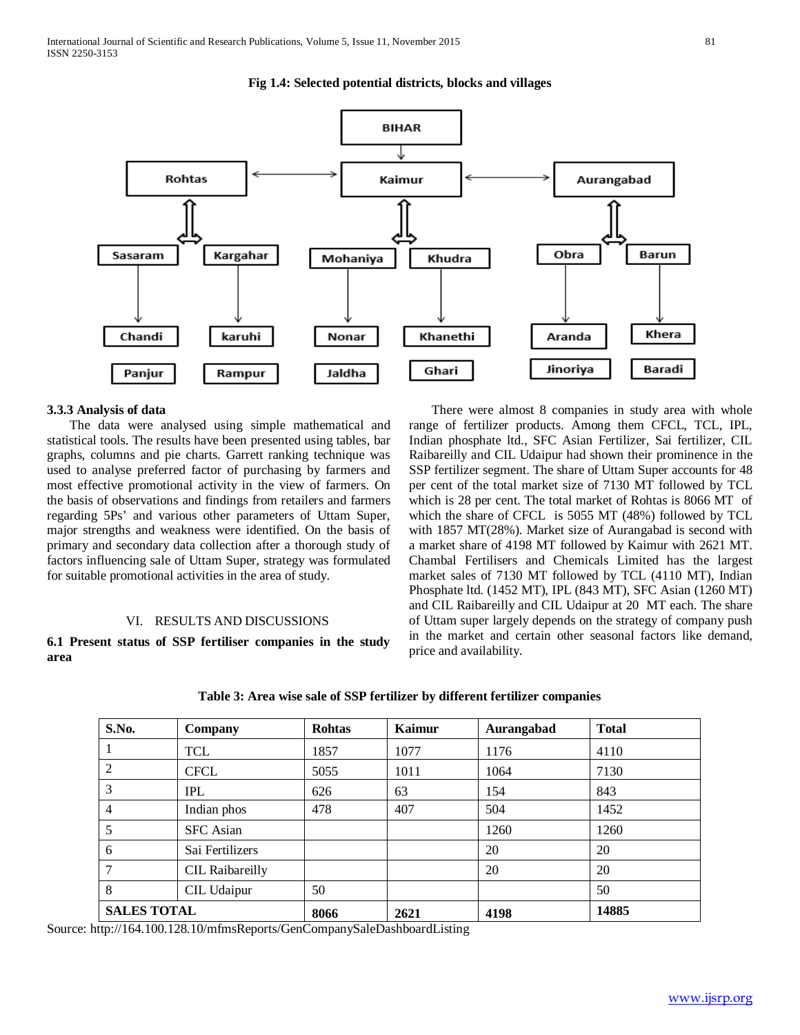**Fig 1.4: Selected potential districts, blocks and villages**

BIHAR

Rohtas
Kaimur
Aurangabad

Sasaram
Kargahar
Mohaniya
Khudra
Obra
Barun

Chandi
karuhi
Nonar
Khanethi
Aranda
Khera

Panjur
Rampur
Jaldha
Ghari
Jinoriya
Baradi

### 3.3.3 Analysis of data

The data were analysed using simple mathematical and statistical tools. The results have been presented using tables, bar graphs, columns and pie charts. Garrett ranking technique was used to analyse preferred factor of purchasing by farmers and most effective promotional activity in the view of farmers. On the basis of observations and findings from retailers and farmers regarding 5Ps' and various other parameters of Uttam Super, major strengths and weakness were identified. On the basis of primary and secondary data collection after a thorough study of factors influencing sale of Uttam Super, strategy was formulated for suitable promotional activities in the area of study.

## VI. RESULTS AND DISCUSSIONS

### 6.1 Present status of SSP fertiliser companies in the study area

There were almost 8 companies in study area with whole range of fertilizer products. Among them CFCL, TCL, IPL, Indian phosphate ltd., SFC Asian Fertilizer, Sai fertilizer, CIL Raibareilly and CIL Udaipur had shown their prominence in the SSP fertilizer segment. The share of Uttam Super accounts for 48 per cent of the total market size of 7130 MT followed by TCL which is 28 per cent. The total market of Rohtas is 8066 MT of which the share of CFCL is 5055 MT (48%) followed by TCL with 1857 MT(28%). Market size of Aurangabad is second with a market share of 4198 MT followed by Kaimur with 2621 MT. Chambal Fertilisers and Chemicals Limited has the largest market sales of 7130 MT followed by TCL (4110 MT), Indian Phosphate ltd. (1452 MT), IPL (843 MT), SFC Asian (1260 MT) and CIL Raibareilly and CIL Udaipur at 20 MT each. The share of Uttam super largely depends on the strategy of company push in the market and certain other seasonal factors like demand, price and availability.

**Table 3: Area wise sale of SSP fertilizer by different fertilizer companies**

| S.No. | Company | Rohtas | Kaimur | Aurangabad | Total |
|---|---|---|---|---|---|
| 1 | TCL | 1857 | 1077 | 1176 | 4110 |
| 2 | CFCL | 5055 | 1011 | 1064 | 7130 |
| 3 | IPL | 626 | 63 | 154 | 843 |
| 4 | Indian phos | 478 | 407 | 504 | 1452 |
| 5 | SFC Asian | | | 1260 | 1260 |
| 6 | Sai Fertilizers | | | 20 | 20 |
| 7 | CIL Raibareilly | | | 20 | 20 |
| 8 | CIL Udaipur | 50 | | | 50 |
| **SALES TOTAL** | | **8066** | **2621** | **4198** | **14885** |

Source: http://164.100.128.10/mfmsReports/GenCompanySaleDashboardListing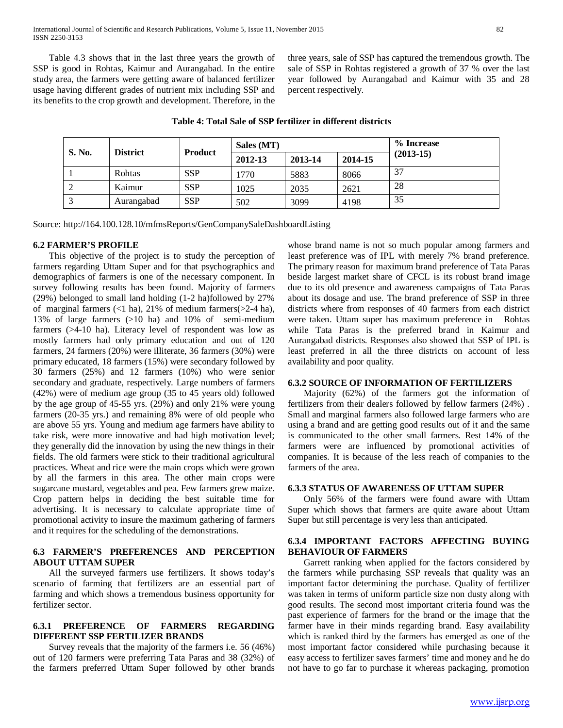Table 4.3 shows that in the last three years the growth of SSP is good in Rohtas, Kaimur and Aurangabad. In the entire study area, the farmers were getting aware of balanced fertilizer usage having different grades of nutrient mix including SSP and its benefits to the crop growth and development. Therefore, in the three years, sale of SSP has captured the tremendous growth. The sale of SSP in Rohtas registered a growth of 37 % over the last year followed by Aurangabad and Kaimur with 35 and 28 percent respectively.

**Table 4: Total Sale of SSP fertilizer in different districts**

| S. No. | District | Product | Sales (MT) | | | % Increase (2013-15) |
|---|---|---|---|---|---|---|
| | | | 2012-13 | 2013-14 | 2014-15 | |
| 1 | Rohtas | SSP | 1770 | 5883 | 8066 | 37 |
| 2 | Kaimur | SSP | 1025 | 2035 | 2621 | 28 |
| 3 | Aurangabad | SSP | 502 | 3099 | 4198 | 35 |

Source: http://164.100.128.10/mfmsReports/GenCompanySaleDashboardListing

### 6.2 FARMER'S PROFILE

This objective of the project is to study the perception of farmers regarding Uttam Super and for that psychographics and demographics of farmers is one of the necessary component. In survey following results has been found. Majority of farmers (29%) belonged to small land holding (1-2 ha)followed by 27% of marginal farmers (<1 ha), 21% of medium farmers(>2-4 ha), 13% of large farmers (>10 ha) and 10% of semi-medium farmers (>4-10 ha). Literacy level of respondent was low as mostly farmers had only primary education and out of 120 farmers, 24 farmers (20%) were illiterate, 36 farmers (30%) were primary educated, 18 farmers (15%) were secondary followed by 30 farmers (25%) and 12 farmers (10%) who were senior secondary and graduate, respectively. Large numbers of farmers (42%) were of medium age group (35 to 45 years old) followed by the age group of 45-55 yrs. (29%) and only 21% were young farmers (20-35 yrs.) and remaining 8% were of old people who are above 55 yrs. Young and medium age farmers have ability to take risk, were more innovative and had high motivation level; they generally did the innovation by using the new things in their fields. The old farmers were stick to their traditional agricultural practices. Wheat and rice were the main crops which were grown by all the farmers in this area. The other main crops were sugarcane mustard, vegetables and pea. Few farmers grew maize. Crop pattern helps in deciding the best suitable time for advertising. It is necessary to calculate appropriate time of promotional activity to insure the maximum gathering of farmers and it requires for the scheduling of the demonstrations.

### 6.3 FARMER'S PREFERENCES AND PERCEPTION ABOUT UTTAM SUPER

All the surveyed farmers use fertilizers. It shows today's scenario of farming that fertilizers are an essential part of farming and which shows a tremendous business opportunity for fertilizer sector.

#### 6.3.1 PREFERENCE OF FARMERS REGARDING DIFFERENT SSP FERTILIZER BRANDS

Survey reveals that the majority of the farmers i.e. 56 (46%) out of 120 farmers were preferring Tata Paras and 38 (32%) of the farmers preferred Uttam Super followed by other brands whose brand name is not so much popular among farmers and least preference was of IPL with merely 7% brand preference. The primary reason for maximum brand preference of Tata Paras beside largest market share of CFCL is its robust brand image due to its old presence and awareness campaigns of Tata Paras about its dosage and use. The brand preference of SSP in three districts where from responses of 40 farmers from each district were taken. Uttam super has maximum preference in Rohtas while Tata Paras is the preferred brand in Kaimur and Aurangabad districts. Responses also showed that SSP of IPL is least preferred in all the three districts on account of less availability and poor quality.

#### 6.3.2 SOURCE OF INFORMATION OF FERTILIZERS

Majority (62%) of the farmers got the information of fertilizers from their dealers followed by fellow farmers (24%) . Small and marginal farmers also followed large farmers who are using a brand and are getting good results out of it and the same is communicated to the other small farmers. Rest 14% of the farmers were are influenced by promotional activities of companies. It is because of the less reach of companies to the farmers of the area.

#### 6.3.3 STATUS OF AWARENESS OF UTTAM SUPER

Only 56% of the farmers were found aware with Uttam Super which shows that farmers are quite aware about Uttam Super but still percentage is very less than anticipated.

#### 6.3.4 IMPORTANT FACTORS AFFECTING BUYING BEHAVIOUR OF FARMERS

Garrett ranking when applied for the factors considered by the farmers while purchasing SSP reveals that quality was an important factor determining the purchase. Quality of fertilizer was taken in terms of uniform particle size non dusty along with good results. The second most important criteria found was the past experience of farmers for the brand or the image that the farmer have in their minds regarding brand. Easy availability which is ranked third by the farmers has emerged as one of the most important factor considered while purchasing because it easy access to fertilizer saves farmers' time and money and he do not have to go far to purchase it whereas packaging, promotion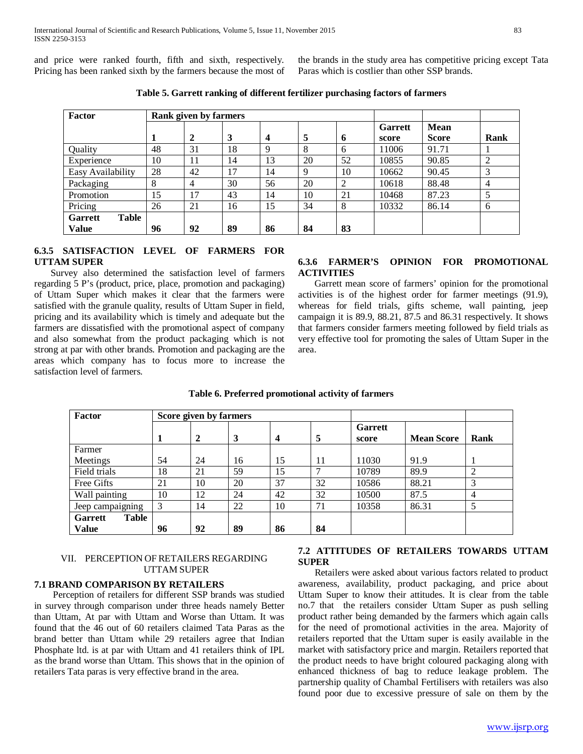and price were ranked fourth, fifth and sixth, respectively. Pricing has been ranked sixth by the farmers because the most of the brands in the study area has competitive pricing except Tata Paras which is costlier than other SSP brands.

**Table 5. Garrett ranking of different fertilizer purchasing factors of farmers**

| Factor | Rank given by farmers | | | | | | | | |
|---|---|---|---|---|---|---|---|---|---|
| | **1** | **2** | **3** | **4** | **5** | **6** | **Garrett score** | **Mean Score** | **Rank** |
| Quality | 48 | 31 | 18 | 9 | 8 | 6 | 11006 | 91.71 | 1 |
| Experience | 10 | 11 | 14 | 13 | 20 | 52 | 10855 | 90.85 | 2 |
| Easy Availability | 28 | 42 | 17 | 14 | 9 | 10 | 10662 | 90.45 | 3 |
| Packaging | 8 | 4 | 30 | 56 | 20 | 2 | 10618 | 88.48 | 4 |
| Promotion | 15 | 17 | 43 | 14 | 10 | 21 | 10468 | 87.23 | 5 |
| Pricing | 26 | 21 | 16 | 15 | 34 | 8 | 10332 | 86.14 | 6 |
| **Garrett Table Value** | **96** | **92** | **89** | **86** | **84** | **83** | | | |

### 6.3.5 SATISFACTION LEVEL OF FARMERS FOR UTTAM SUPER

Survey also determined the satisfaction level of farmers regarding 5 P's (product, price, place, promotion and packaging) of Uttam Super which makes it clear that the farmers were satisfied with the granule quality, results of Uttam Super in field, pricing and its availability which is timely and adequate but the farmers are dissatisfied with the promotional aspect of company and also somewhat from the product packaging which is not strong at par with other brands. Promotion and packaging are the areas which company has to focus more to increase the satisfaction level of farmers.

### 6.3.6 FARMER'S OPINION FOR PROMOTIONAL ACTIVITIES

Garrett mean score of farmers' opinion for the promotional activities is of the highest order for farmer meetings (91.9), whereas for field trials, gifts scheme, wall painting, jeep campaign it is 89.9, 88.21, 87.5 and 86.31 respectively. It shows that farmers consider farmers meeting followed by field trials as very effective tool for promoting the sales of Uttam Super in the area.

**Table 6. Preferred promotional activity of farmers**

| Factor | Score given by farmers | | | | | | | |
|---|---|---|---|---|---|---|---|---|
| | **1** | **2** | **3** | **4** | **5** | **Garrett score** | **Mean Score** | **Rank** |
| Farmer Meetings | 54 | 24 | 16 | 15 | 11 | 11030 | 91.9 | 1 |
| Field trials | 18 | 21 | 59 | 15 | 7 | 10789 | 89.9 | 2 |
| Free Gifts | 21 | 10 | 20 | 37 | 32 | 10586 | 88.21 | 3 |
| Wall painting | 10 | 12 | 24 | 42 | 32 | 10500 | 87.5 | 4 |
| Jeep campaigning | 3 | 14 | 22 | 10 | 71 | 10358 | 86.31 | 5 |
| **Garrett Table Value** | **96** | **92** | **89** | **86** | **84** | | | |

## VII. PERCEPTION OF RETAILERS REGARDING UTTAM SUPER

### 7.1 BRAND COMPARISON BY RETAILERS

Perception of retailers for different SSP brands was studied in survey through comparison under three heads namely Better than Uttam, At par with Uttam and Worse than Uttam. It was found that the 46 out of 60 retailers claimed Tata Paras as the brand better than Uttam while 29 retailers agree that Indian Phosphate ltd. is at par with Uttam and 41 retailers think of IPL as the brand worse than Uttam. This shows that in the opinion of retailers Tata paras is very effective brand in the area.

### 7.2 ATTITUDES OF RETAILERS TOWARDS UTTAM SUPER

Retailers were asked about various factors related to product awareness, availability, product packaging, and price about Uttam Super to know their attitudes. It is clear from the table no.7 that the retailers consider Uttam Super as push selling product rather being demanded by the farmers which again calls for the need of promotional activities in the area. Majority of retailers reported that the Uttam super is easily available in the market with satisfactory price and margin. Retailers reported that the product needs to have bright coloured packaging along with enhanced thickness of bag to reduce leakage problem. The partnership quality of Chambal Fertilisers with retailers was also found poor due to excessive pressure of sale on them by the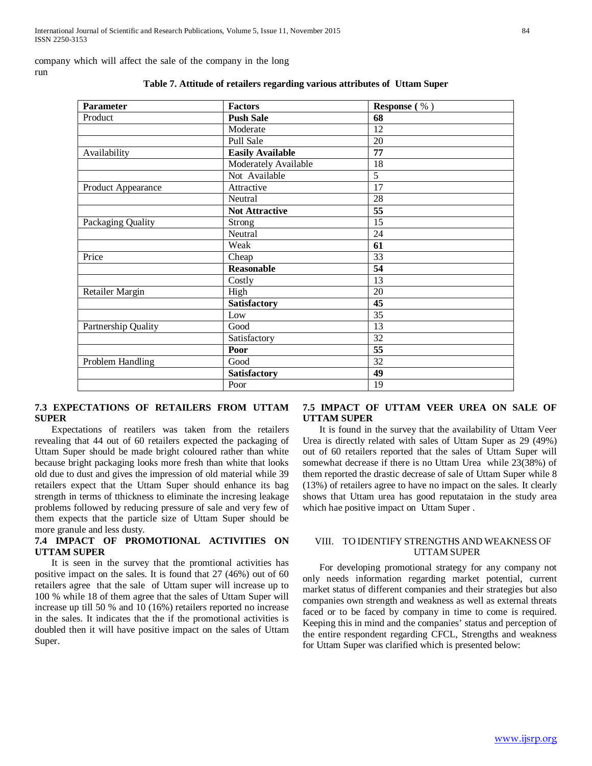company which will affect the sale of the company in the long run

**Table 7. Attitude of retailers regarding various attributes of Uttam Super**

| **Parameter** | **Factors** | **Response ( % )** |
|---|---|---|
| Product | **Push Sale** | **68** |
| | Moderate | 12 |
| | Pull Sale | 20 |
| Availability | **Easily Available** | **77** |
| | Moderately Available | 18 |
| | Not Available | 5 |
| Product Appearance | Attractive | 17 |
| | Neutral | 28 |
| | **Not Attractive** | **55** |
| Packaging Quality | Strong | 15 |
| | Neutral | 24 |
| | Weak | **61** |
| Price | Cheap | 33 |
| | **Reasonable** | **54** |
| | Costly | 13 |
| Retailer Margin | High | 20 |
| | **Satisfactory** | **45** |
| | Low | 35 |
| Partnership Quality | Good | 13 |
| | Satisfactory | 32 |
| | **Poor** | **55** |
| Problem Handling | Good | 32 |
| | **Satisfactory** | **49** |
| | Poor | 19 |

### 7.3 EXPECTATIONS OF RETAILERS FROM UTTAM SUPER

Expectations of reatilers was taken from the retailers revealing that 44 out of 60 retailers expected the packaging of Uttam Super should be made bright coloured rather than white because bright packaging looks more fresh than white that looks old due to dust and gives the impression of old material while 39 retailers expect that the Uttam Super should enhance its bag strength in terms of tthickness to eliminate the incresing leakage problems followed by reducing pressure of sale and very few of them expects that the particle size of Uttam Super should be more granule and less dusty.

### 7.4 IMPACT OF PROMOTIONAL ACTIVITIES ON UTTAM SUPER

It is seen in the survey that the promtional activities has positive impact on the sales. It is found that 27 (46%) out of 60 retailers agree that the sale of Uttam super will increase up to 100 % while 18 of them agree that the sales of Uttam Super will increase up till 50 % and 10 (16%) retailers reported no increase in the sales. It indicates that the if the promotional activities is doubled then it will have positive impact on the sales of Uttam Super.

### 7.5 IMPACT OF UTTAM VEER UREA ON SALE OF UTTAM SUPER

It is found in the survey that the availability of Uttam Veer Urea is directly related with sales of Uttam Super as 29 (49%) out of 60 retailers reported that the sales of Uttam Super will somewhat decrease if there is no Uttam Urea while 23(38%) of them reported the drastic decrease of sale of Uttam Super while 8 (13%) of retailers agree to have no impact on the sales. It clearly shows that Uttam urea has good reputataion in the study area which hae positive impact on Uttam Super .

## VIII. TO IDENTIFY STRENGTHS AND WEAKNESS OF UTTAM SUPER

For developing promotional strategy for any company not only needs information regarding market potential, current market status of different companies and their strategies but also companies own strength and weakness as well as external threats faced or to be faced by company in time to come is required. Keeping this in mind and the companies' status and perception of the entire respondent regarding CFCL, Strengths and weakness for Uttam Super was clarified which is presented below: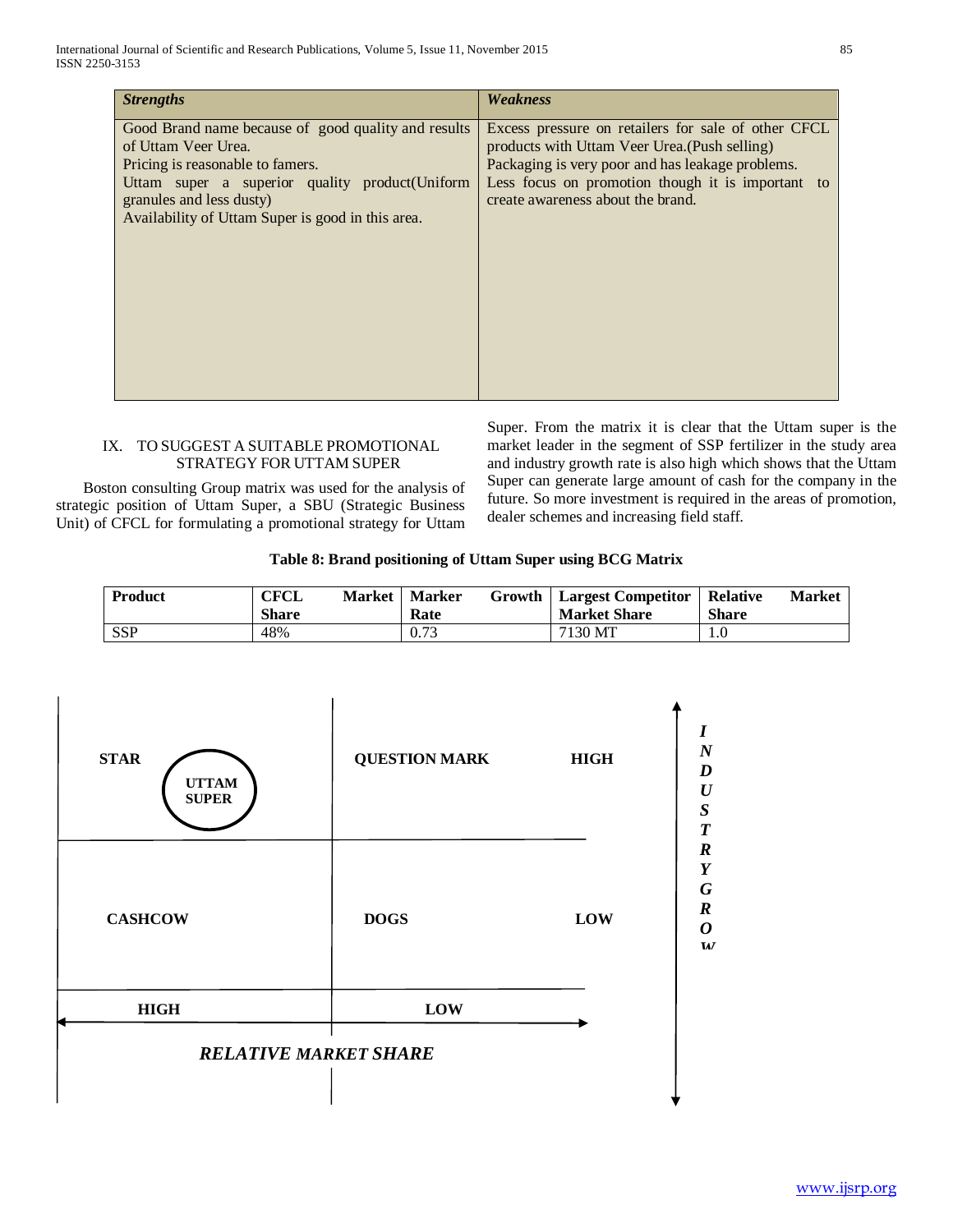| Strengths | Weakness |
|---|---|
| Good Brand name because of good quality and results of Uttam Veer Urea.<br>Pricing is reasonable to famers.<br>Uttam super a superior quality product(Uniform granules and less dusty)<br>Availability of Uttam Super is good in this area. | Excess pressure on retailers for sale of other CFCL products with Uttam Veer Urea.(Push selling)<br>Packaging is very poor and has leakage problems.<br>Less focus on promotion though it is important to create awareness about the brand. |

## IX. TO SUGGEST A SUITABLE PROMOTIONAL STRATEGY FOR UTTAM SUPER

Boston consulting Group matrix was used for the analysis of strategic position of Uttam Super, a SBU (Strategic Business Unit) of CFCL for formulating a promotional strategy for Uttam Super. From the matrix it is clear that the Uttam super is the market leader in the segment of SSP fertilizer in the study area and industry growth rate is also high which shows that the Uttam Super can generate large amount of cash for the company in the future. So more investment is required in the areas of promotion, dealer schemes and increasing field staff.

**Table 8: Brand positioning of Uttam Super using BCG Matrix**

| Product | CFCL Market Share | Marker Growth Rate | Largest Competitor Market Share | Relative Market Share |
|---|---|---|---|---|
| SSP | 48% | 0.73 | 7130 MT | 1.0 |

STAR

UTTAM SUPER

QUESTION MARK

HIGH

CASHCOW

DOGS

LOW

HIGH

LOW

RELATIVE MARKET SHARE

INDUSTRY GROW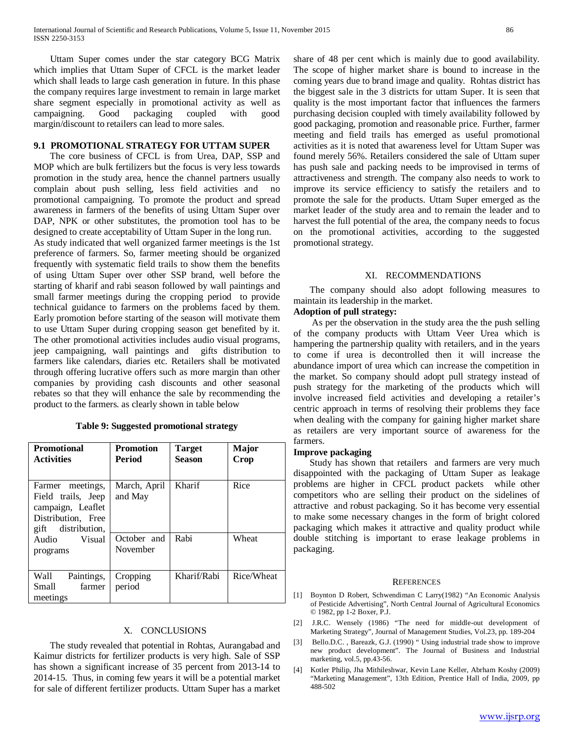Uttam Super comes under the star category BCG Matrix which implies that Uttam Super of CFCL is the market leader which shall leads to large cash generation in future. In this phase the company requires large investment to remain in large market share segment especially in promotional activity as well as campaigning. Good packaging coupled with good margin/discount to retailers can lead to more sales.

### 9.1 PROMOTIONAL STRATEGY FOR UTTAM SUPER

The core business of CFCL is from Urea, DAP, SSP and MOP which are bulk fertilizers but the focus is very less towards promotion in the study area, hence the channel partners usually complain about push selling, less field activities and no promotional campaigning. To promote the product and spread awareness in farmers of the benefits of using Uttam Super over DAP, NPK or other substitutes, the promotion tool has to be designed to create acceptability of Uttam Super in the long run.
As study indicated that well organized farmer meetings is the 1st preference of farmers. So, farmer meeting should be organized frequently with systematic field trails to show them the benefits of using Uttam Super over other SSP brand, well before the starting of kharif and rabi season followed by wall paintings and small farmer meetings during the cropping period to provide technical guidance to farmers on the problems faced by them. Early promotion before starting of the season will motivate them to use Uttam Super during cropping season get benefited by it. The other promotional activities includes audio visual programs, jeep campaigning, wall paintings and gifts distribution to farmers like calendars, diaries etc. Retailers shall be motivated through offering lucrative offers such as more margin than other companies by providing cash discounts and other seasonal rebates so that they will enhance the sale by recommending the product to the farmers. as clearly shown in table below

**Table 9: Suggested promotional strategy**

| Promotional Activities | Promotion Period | Target Season | Major Crop |
|---|---|---|---|
| Farmer meetings, Field trails, Jeep campaign, Leaflet Distribution, Free gift distribution, Audio Visual programs | March, April and May | Kharif | Rice |
| | October and November | Rabi | Wheat |
| Wall Paintings, Small farmer meetings | Cropping period | Kharif/Rabi | Rice/Wheat |

## X. CONCLUSIONS

The study revealed that potential in Rohtas, Aurangabad and Kaimur districts for fertilizer products is very high. Sale of SSP has shown a significant increase of 35 percent from 2013-14 to 2014-15. Thus, in coming few years it will be a potential market for sale of different fertilizer products. Uttam Super has a market share of 48 per cent which is mainly due to good availability. The scope of higher market share is bound to increase in the coming years due to brand image and quality. Rohtas district has the biggest sale in the 3 districts for uttam Super. It is seen that quality is the most important factor that influences the farmers purchasing decision coupled with timely availability followed by good packaging, promotion and reasonable price. Further, farmer meeting and field trails has emerged as useful promotional activities as it is noted that awareness level for Uttam Super was found merely 56%. Retailers considered the sale of Uttam super has push sale and packing needs to be improvised in terms of attractiveness and strength. The company also needs to work to improve its service efficiency to satisfy the retailers and to promote the sale for the products. Uttam Super emerged as the market leader of the study area and to remain the leader and to harvest the full potential of the area, the company needs to focus on the promotional activities, according to the suggested promotional strategy.

## XI. RECOMMENDATIONS

The company should also adopt following measures to maintain its leadership in the market.

**Adoption of pull strategy:**

As per the observation in the study area the the push selling of the company products with Uttam Veer Urea which is hampering the partnership quality with retailers, and in the years to come if urea is decontrolled then it will increase the abundance import of urea which can increase the competition in the market. So company should adopt pull strategy instead of push strategy for the marketing of the products which will involve increased field activities and developing a retailer's centric approach in terms of resolving their problems they face when dealing with the company for gaining higher market share as retailers are very important source of awareness for the farmers.

**Improve packaging**

Study has shown that retailers and farmers are very much disappointed with the packaging of Uttam Super as leakage problems are higher in CFCL product packets while other competitors who are selling their product on the sidelines of attractive and robust packaging. So it has become very essential to make some necessary changes in the form of bright colored packaging which makes it attractive and quality product while double stitching is important to erase leakage problems in packaging.

## REFERENCES

[1] Boynton D Robert, Schwendiman C Larry(1982) "An Economic Analysis of Pesticide Advertising", North Central Journal of Agricultural Economics © 1982, pp 1-2 Boxer, P.J.

[2] J.R.C. Wensely (1986) "The need for middle-out development of Marketing Strategy", Journal of Management Studies, Vol.23, pp. 189-204

[3] Bello.D.C. , Bareazk, G.J. (1990) " Using industrial trade show to improve new product development". The Journal of Business and Industrial marketing, vol.5, pp.43-56.

[4] Kotler Philip, Jha Mithileshwar, Kevin Lane Keller, Abrham Koshy (2009) "Marketing Management", 13th Edition, Prentice Hall of India, 2009, pp 488-502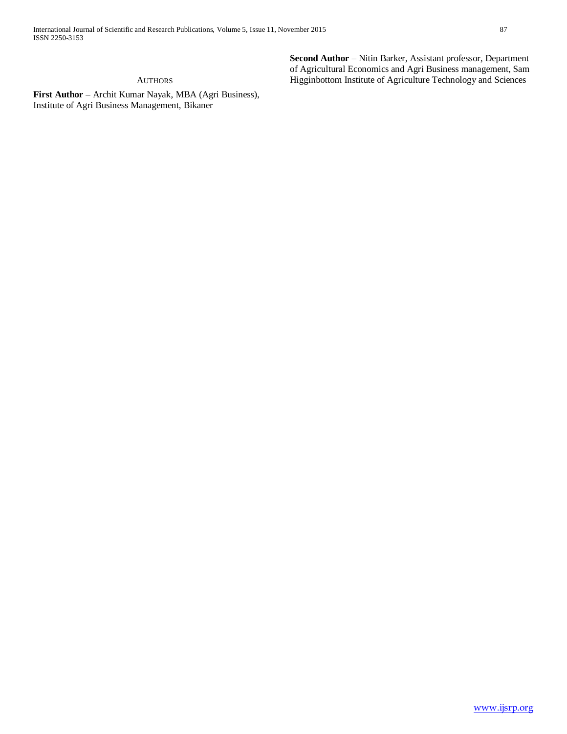## AUTHORS

**First Author** – Archit Kumar Nayak, MBA (Agri Business), Institute of Agri Business Management, Bikaner

**Second Author** – Nitin Barker, Assistant professor, Department of Agricultural Economics and Agri Business management, Sam Higginbottom Institute of Agriculture Technology and Sciences